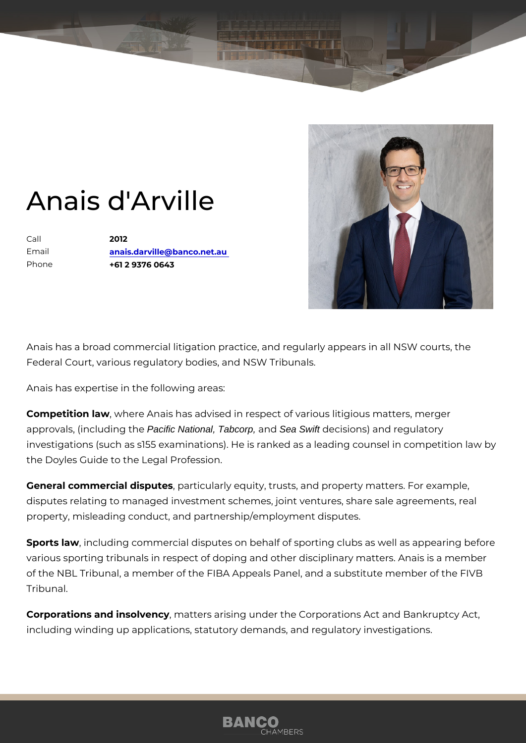# Anais d'Arville

| | |
|---|---|
| Call | **2012** |
| Email | **anais.darville@banco.net.au** |
| Phone | **+61 2 9376 0643** |

Anais has a broad commercial litigation practice, and regularly appears in all NSW courts, the Federal Court, various regulatory bodies, and NSW Tribunals.

Anais has expertise in the following areas:

**Competition law**, where Anais has advised in respect of various litigious matters, merger approvals, (including the *Pacific National, Tabcorp,* and *Sea Swift* decisions) and regulatory investigations (such as s155 examinations). He is ranked as a leading counsel in competition law by the Doyles Guide to the Legal Profession.

**General commercial disputes**, particularly equity, trusts, and property matters. For example, disputes relating to managed investment schemes, joint ventures, share sale agreements, real property, misleading conduct, and partnership/employment disputes.

**Sports law**, including commercial disputes on behalf of sporting clubs as well as appearing before various sporting tribunals in respect of doping and other disciplinary matters. Anais is a member of the NBL Tribunal, a member of the FIBA Appeals Panel, and a substitute member of the FIVB Tribunal.

**Corporations and insolvency**, matters arising under the Corporations Act and Bankruptcy Act, including winding up applications, statutory demands, and regulatory investigations.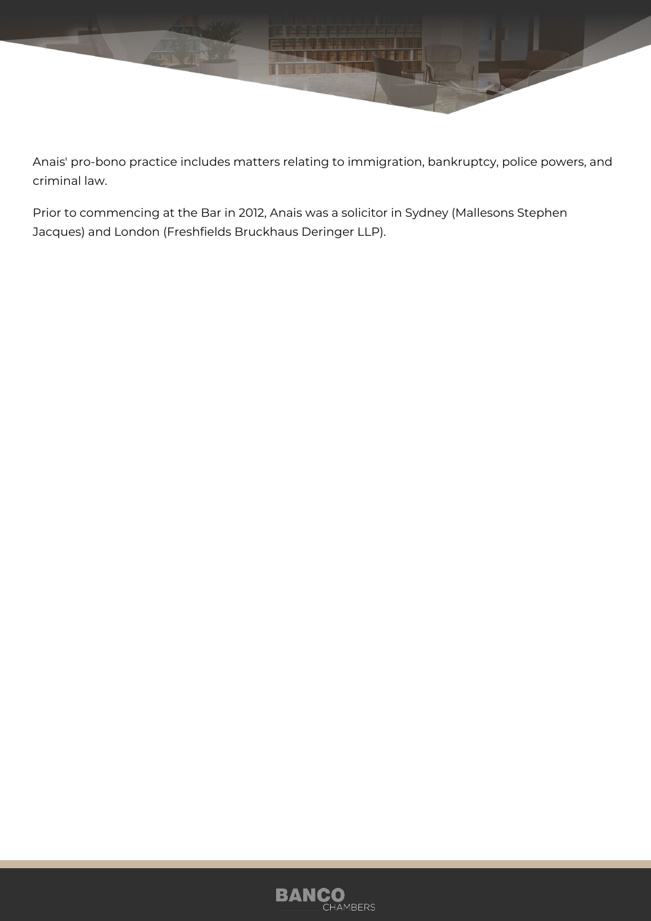Anais' pro-bono practice includes matters relating to immigration, bankruptcy, police powers, and criminal law.

Prior to commencing at the Bar in 2012, Anais was a solicitor in Sydney (Mallesons Stephen Jacques) and London (Freshfields Bruckhaus Deringer LLP).